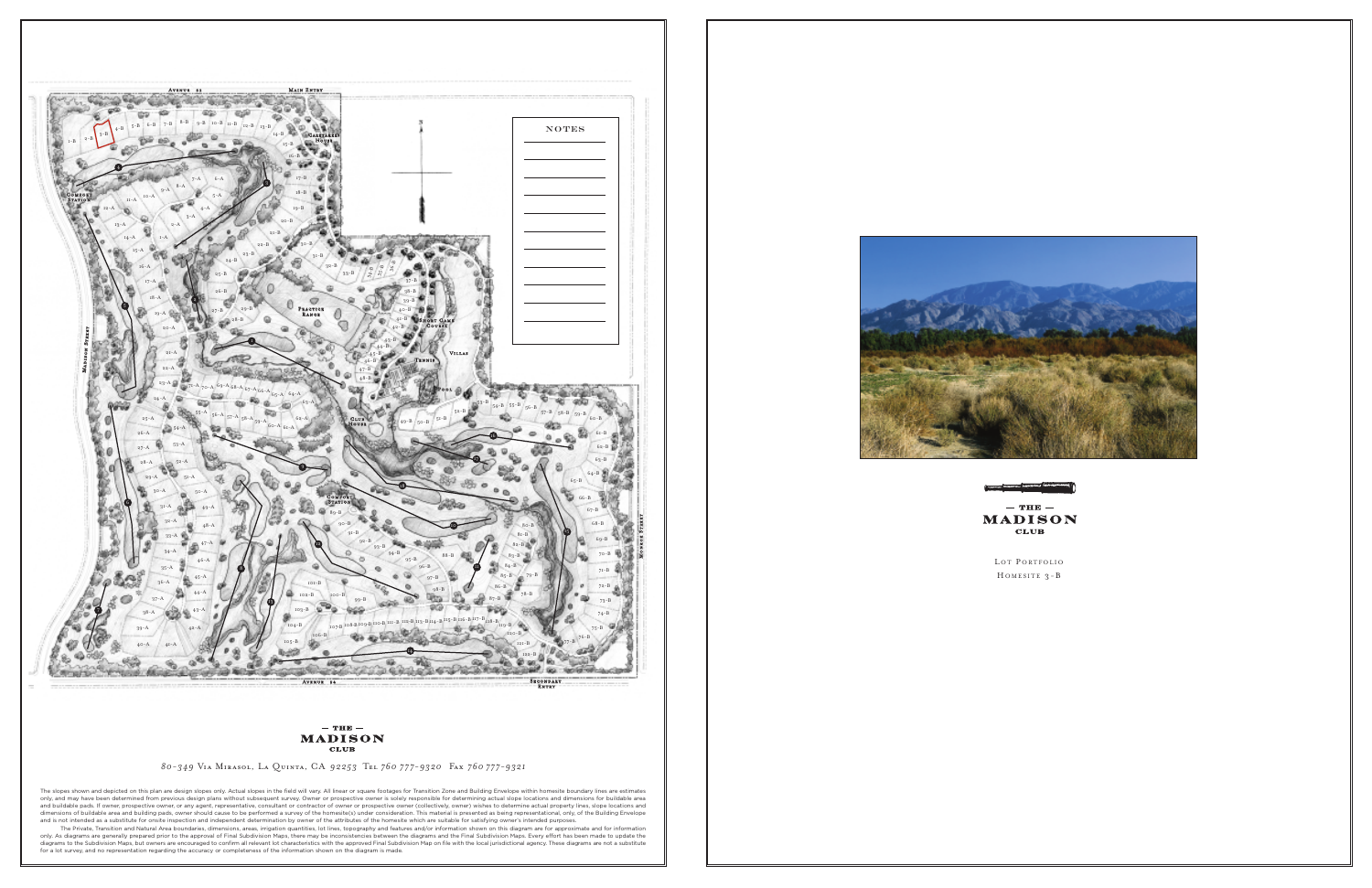AVENUE 52

MAIN ENTRY

NOTES

— THE —
MADISON
CLUB

*80-349 Via Mirasol, La Quinta, CA 92253 Tel 760 777-9320 Fax 760 777-9321*

The slopes shown and depicted on this plan are design slopes only. Actual slopes in the field will vary. All linear or square footages for Transition Zone and Building Envelope within homesite boundary lines are estimates only, and may have been determined from previous design plans without subsequent survey. Owner or prospective owner is solely responsible for determining actual slope locations and dimensions for buildable area and buildable pads. If owner, prospective owner, or any agent, representative, consultant or contractor of owner or prospective owner (collectively, owner) wishes to determine actual property lines, slope locations and dimensions of buildable area and building pads, owner should cause to be performed a survey of the homesite(s) under consideration. This material is presented as being representational, only, of the Building Envelope and is not intended as a substitute for onsite inspection and independent determination by owner of the attributes of the homesite which are suitable for satisfying owner's intended purposes.

The Private, Transition and Natural Area boundaries, dimensions, areas, irrigation quantities, lot lines, topography and features and/or information shown on this diagram are for approximate and for information only. As diagrams are generally prepared prior to the approval of Final Subdivision Maps, there may be inconsistencies between the diagrams and the Final Subdivision Maps. Every effort has been made to update the diagrams to the Subdivision Maps, but owners are encouraged to confirm all relevant lot characteristics with the approved Final Subdivision Map on file with the local jurisdictional agency. These diagrams are not a substitute for a lot survey, and no representation regarding the accuracy or completeness of the information shown on the diagram is made.

— THE —
MADISON
CLUB

LOT PORTFOLIO

HOMESITE 3-B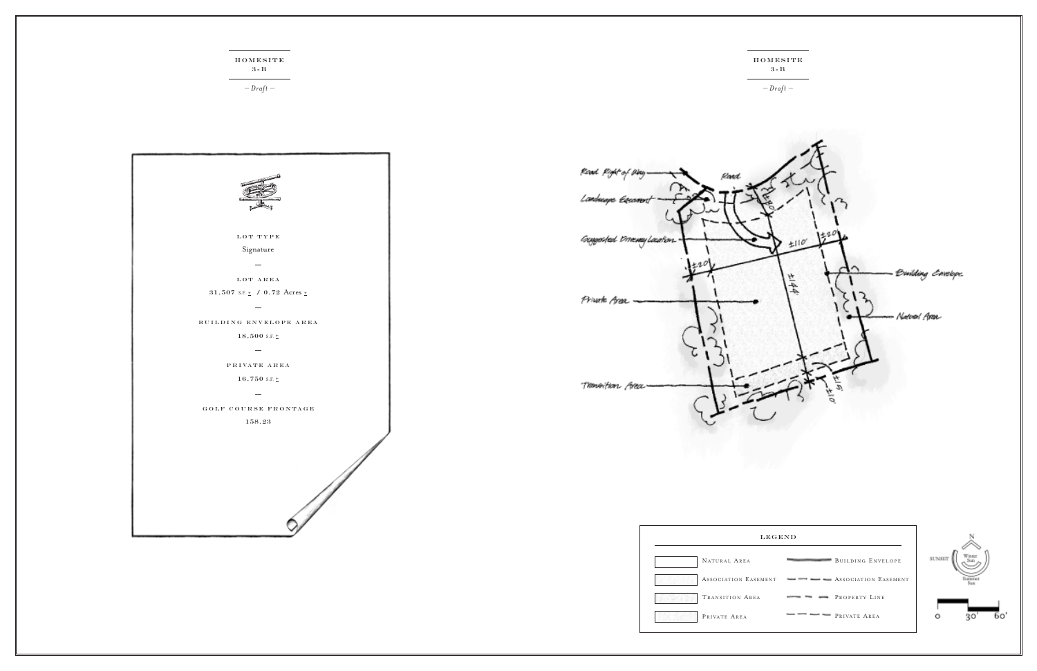HOMESITE
3-B

— *Draft* —

LOT TYPE
Signature

—

LOT AREA
31,507 S.F.± / 0.72 Acres ±

—

BUILDING ENVELOPE AREA
18,500 S.F.±

—

PRIVATE AREA
16,750 S.F.±

—

GOLF COURSE FRONTAGE
158.23

HOMESITE
3-B

— *Draft* —

Road Right of Way

Road

Landscape Easement

Suggested Driveway Location

Private Area

Transition Area

Building Envelope

Natural Area

±20'

±110'

±20'

±20'

±144'

±10'

±10'

LEGEND

Natural Area

Association Easement

Transition Area

Private Area

Building Envelope

Association Easement

Property Line

Private Area

N

SUNSET

Winter Sun

Summer Sun

0 30' 60'